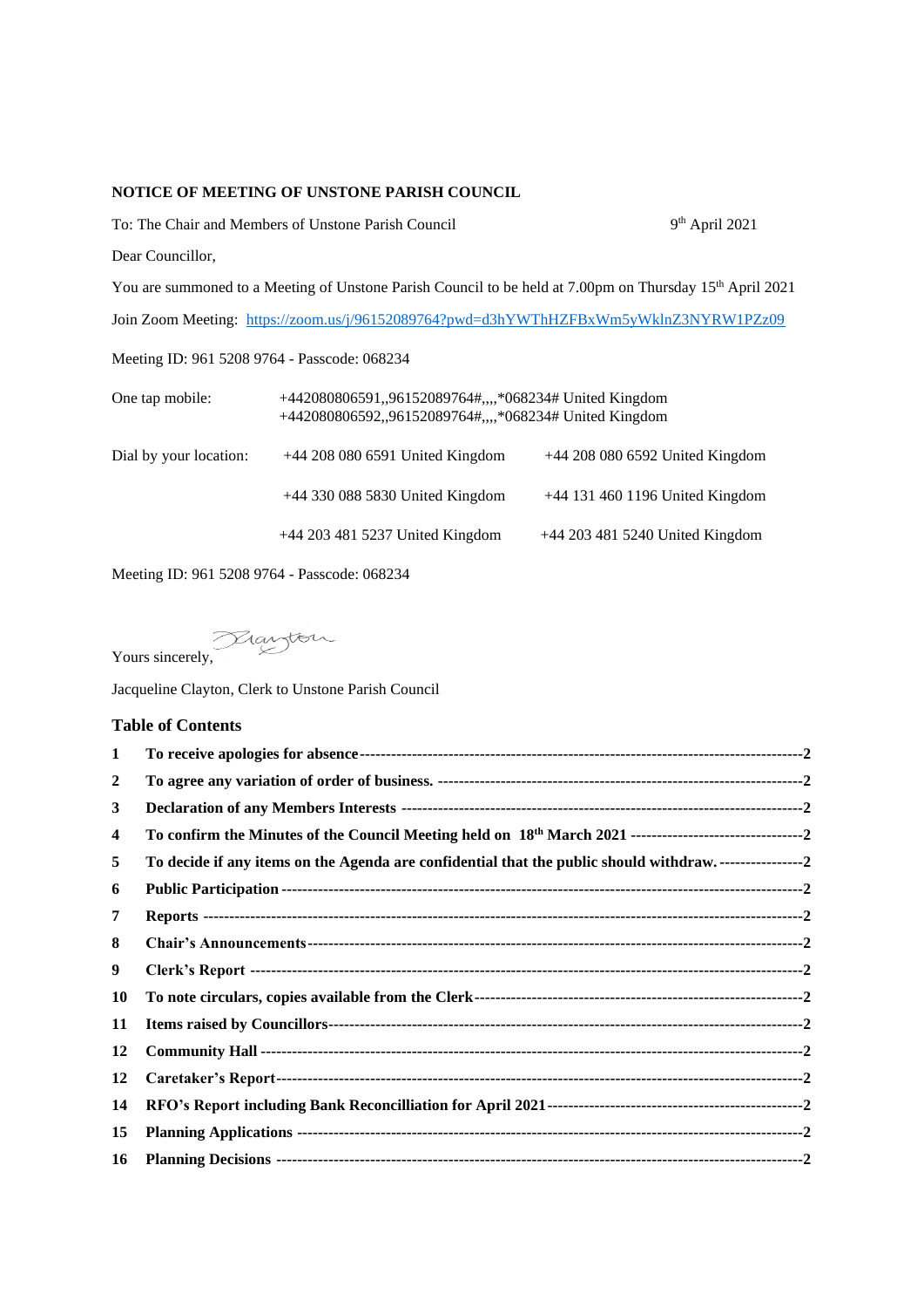**NOTICE OF MEETING OF UNSTONE PARISH COUNCIL**

To: The Chair and Members of Unstone Parish Council

9th April 2021

Dear Councillor,

You are summoned to a Meeting of Unstone Parish Council to be held at 7.00pm on Thursday 15th April 2021

Join Zoom Meeting: https://zoom.us/j/96152089764?pwd=d3hYWThHZFBxWm5yWklnZ3NYRW1PZz09

Meeting ID: 961 5208 9764 - Passcode: 068234

| | | |
|---|---|---|
| One tap mobile: | +442080806591,,96152089764#,,,,*068234# United Kingdom<br>+442080806592,,96152089764#,,,,*068234# United Kingdom | |
| Dial by your location: | +44 208 080 6591 United Kingdom | +44 208 080 6592 United Kingdom |
| | +44 330 088 5830 United Kingdom | +44 131 460 1196 United Kingdom |
| | +44 203 481 5237 United Kingdom | +44 203 481 5240 United Kingdom |

Meeting ID: 961 5208 9764 - Passcode: 068234

Yours sincerely,

Jacqueline Clayton, Clerk to Unstone Parish Council

## Table of Contents

| | | |
|---|---|---|
| 1 | **To receive apologies for absence** | 2 |
| 2 | **To agree any variation of order of business.** | 2 |
| 3 | **Declaration of any Members Interests** | 2 |
| 4 | **To confirm the Minutes of the Council Meeting held on 18th March 2021** | 2 |
| 5 | **To decide if any items on the Agenda are confidential that the public should withdraw.** | 2 |
| 6 | **Public Participation** | 2 |
| 7 | **Reports** | 2 |
| 8 | **Chair's Announcements** | 2 |
| 9 | **Clerk's Report** | 2 |
| 10 | **To note circulars, copies available from the Clerk** | 2 |
| 11 | **Items raised by Councillors** | 2 |
| 12 | **Community Hall** | 2 |
| 12 | **Caretaker's Report** | 2 |
| 14 | **RFO's Report including Bank Reconcilliation for April 2021** | 2 |
| 15 | **Planning Applications** | 2 |
| 16 | **Planning Decisions** | 2 |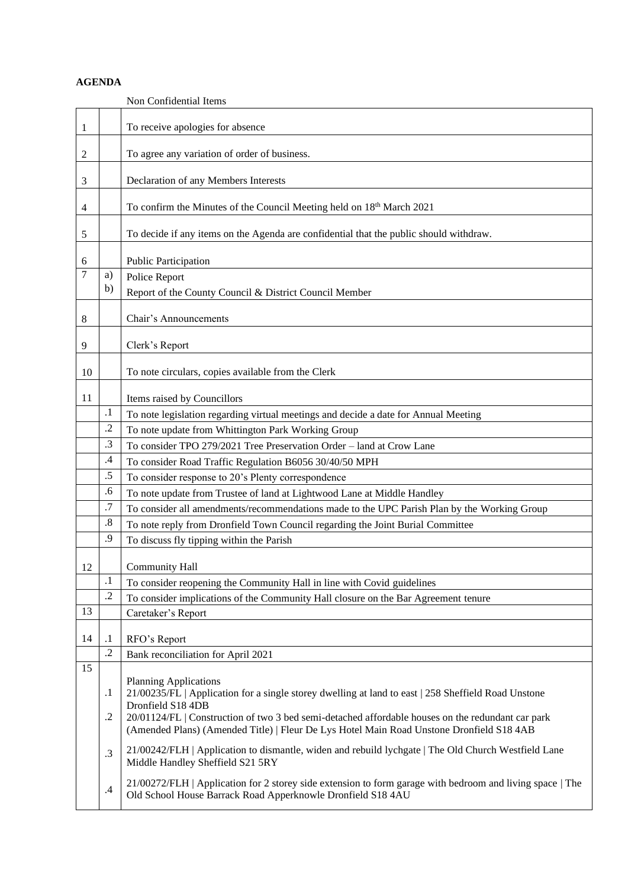**AGENDA**

Non Confidential Items

| | | |
|---|---|---|
| 1 | | To receive apologies for absence |
| 2 | | To agree any variation of order of business. |
| 3 | | Declaration of any Members Interests |
| 4 | | To confirm the Minutes of the Council Meeting held on 18th March 2021 |
| 5 | | To decide if any items on the Agenda are confidential that the public should withdraw. |
| 6 | | Public Participation |
| 7 | a)<br>b) | Police Report<br>Report of the County Council & District Council Member |
| 8 | | Chair's Announcements |
| 9 | | Clerk's Report |
| 10 | | To note circulars, copies available from the Clerk |
| 11 | | Items raised by Councillors |
| | .1 | To note legislation regarding virtual meetings and decide a date for Annual Meeting |
| | .2 | To note update from Whittington Park Working Group |
| | .3 | To consider TPO 279/2021 Tree Preservation Order – land at Crow Lane |
| | .4 | To consider Road Traffic Regulation B6056 30/40/50 MPH |
| | .5 | To consider response to 20's Plenty correspondence |
| | .6 | To note update from Trustee of land at Lightwood Lane at Middle Handley |
| | .7 | To consider all amendments/recommendations made to the UPC Parish Plan by the Working Group |
| | .8 | To note reply from Dronfield Town Council regarding the Joint Burial Committee |
| | .9 | To discuss fly tipping within the Parish |
| 12 | | Community Hall |
| | .1 | To consider reopening the Community Hall in line with Covid guidelines |
| | .2 | To consider implications of the Community Hall closure on the Bar Agreement tenure |
| 13 | | Caretaker's Report |
| 14 | .1 | RFO's Report |
| | .2 | Bank reconciliation for April 2021 |
| 15 | | Planning Applications |
| | .1 | 21/00235/FL \| Application for a single storey dwelling at land to east \| 258 Sheffield Road Unstone Dronfield S18 4DB |
| | .2 | 20/01124/FL \| Construction of two 3 bed semi-detached affordable houses on the redundant car park (Amended Plans) (Amended Title) \| Fleur De Lys Hotel Main Road Unstone Dronfield S18 4AB |
| | .3 | 21/00242/FLH \| Application to dismantle, widen and rebuild lychgate \| The Old Church Westfield Lane Middle Handley Sheffield S21 5RY |
| | .4 | 21/00272/FLH \| Application for 2 storey side extension to form garage with bedroom and living space \| The Old School House Barrack Road Apperknowle Dronfield S18 4AU |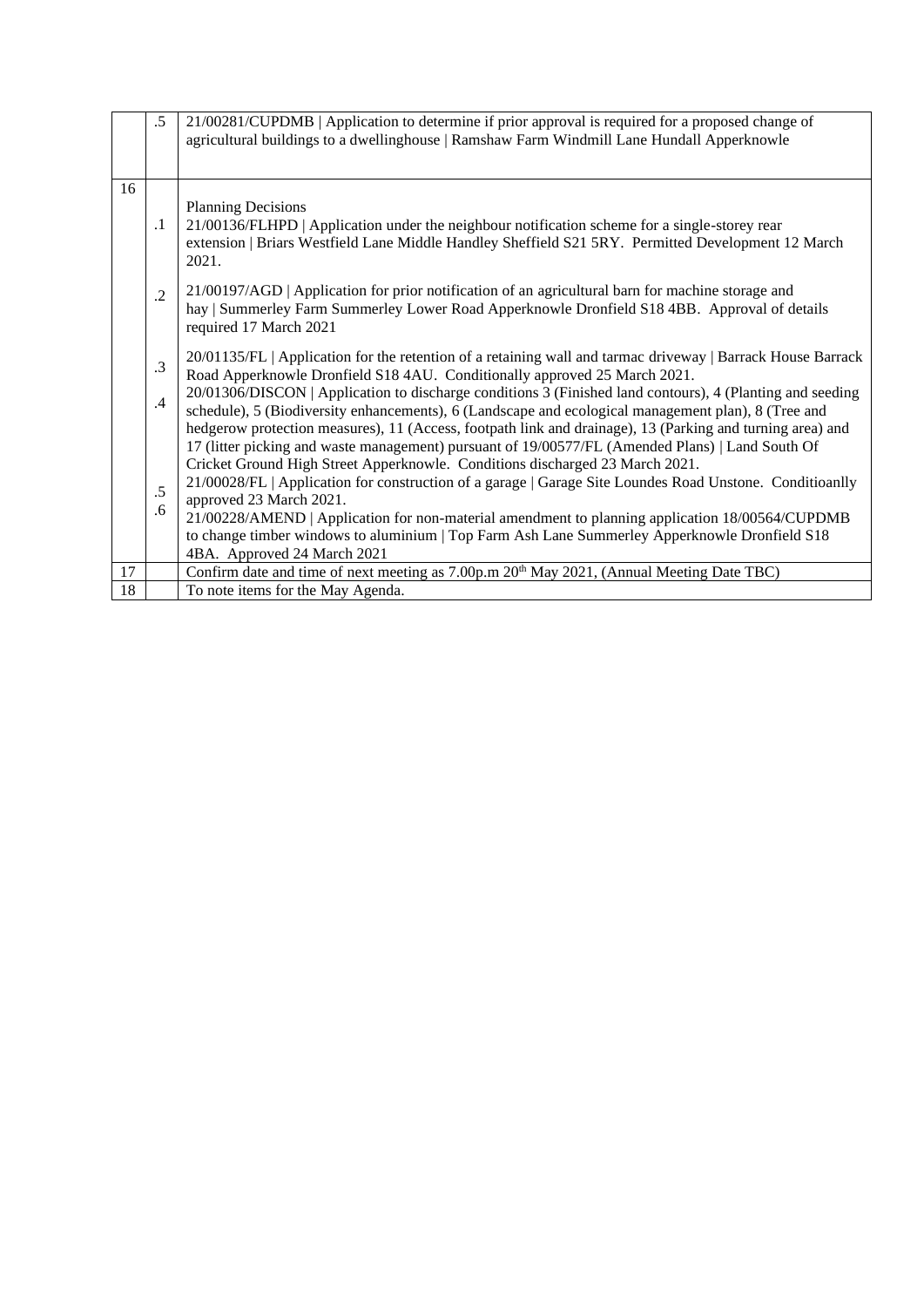| | | |
|---|---|---|
| | .5 | 21/00281/CUPDMB \| Application to determine if prior approval is required for a proposed change of agricultural buildings to a dwellinghouse \| Ramshaw Farm Windmill Lane Hundall Apperknowle |
| 16 | | Planning Decisions |
| | .1 | 21/00136/FLHPD \| Application under the neighbour notification scheme for a single-storey rear extension \| Briars Westfield Lane Middle Handley Sheffield S21 5RY. Permitted Development 12 March 2021. |
| | .2 | 21/00197/AGD \| Application for prior notification of an agricultural barn for machine storage and hay \| Summerley Farm Summerley Lower Road Apperknowle Dronfield S18 4BB. Approval of details required 17 March 2021 |
| | .3 | 20/01135/FL \| Application for the retention of a retaining wall and tarmac driveway \| Barrack House Barrack Road Apperknowle Dronfield S18 4AU. Conditionally approved 25 March 2021. |
| | .4 | 20/01306/DISCON \| Application to discharge conditions 3 (Finished land contours), 4 (Planting and seeding schedule), 5 (Biodiversity enhancements), 6 (Landscape and ecological management plan), 8 (Tree and hedgerow protection measures), 11 (Access, footpath link and drainage), 13 (Parking and turning area) and 17 (litter picking and waste management) pursuant of 19/00577/FL (Amended Plans) \| Land South Of Cricket Ground High Street Apperknowle. Conditions discharged 23 March 2021. |
| | .5 | 21/00028/FL \| Application for construction of a garage \| Garage Site Loundes Road Unstone. Conditioanlly approved 23 March 2021. |
| | .6 | 21/00228/AMEND \| Application for non-material amendment to planning application 18/00564/CUPDMB to change timber windows to aluminium \| Top Farm Ash Lane Summerley Apperknowle Dronfield S18 4BA. Approved 24 March 2021 |
| 17 | | Confirm date and time of next meeting as 7.00p.m 20th May 2021, (Annual Meeting Date TBC) |
| 18 | | To note items for the May Agenda. |